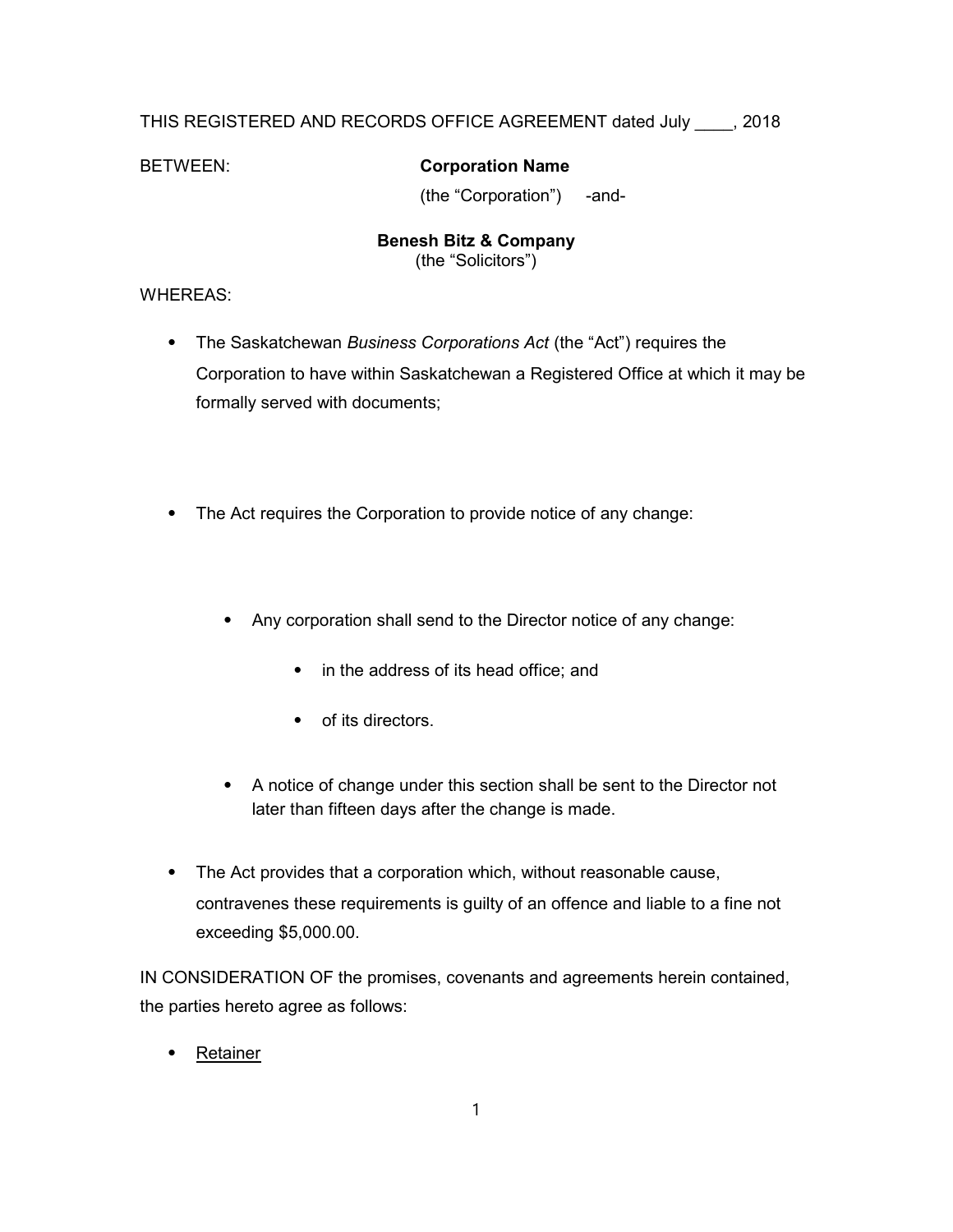THIS REGISTERED AND RECORDS OFFICE AGREEMENT dated July ____, 2018

BETWEEN: **Corporation Name**
(the "Corporation") -and-

**Benesh Bitz & Company**
(the "Solicitors")

WHEREAS:

- The Saskatchewan *Business Corporations Act* (the "Act") requires the Corporation to have within Saskatchewan a Registered Office at which it may be formally served with documents;

- The Act requires the Corporation to provide notice of any change:

  - Any corporation shall send to the Director notice of any change:
    - in the address of its head office; and
    - of its directors.
  - A notice of change under this section shall be sent to the Director not later than fifteen days after the change is made.

- The Act provides that a corporation which, without reasonable cause, contravenes these requirements is guilty of an offence and liable to a fine not exceeding $5,000.00.

IN CONSIDERATION OF the promises, covenants and agreements herein contained, the parties hereto agree as follows:

- <u>Retainer</u>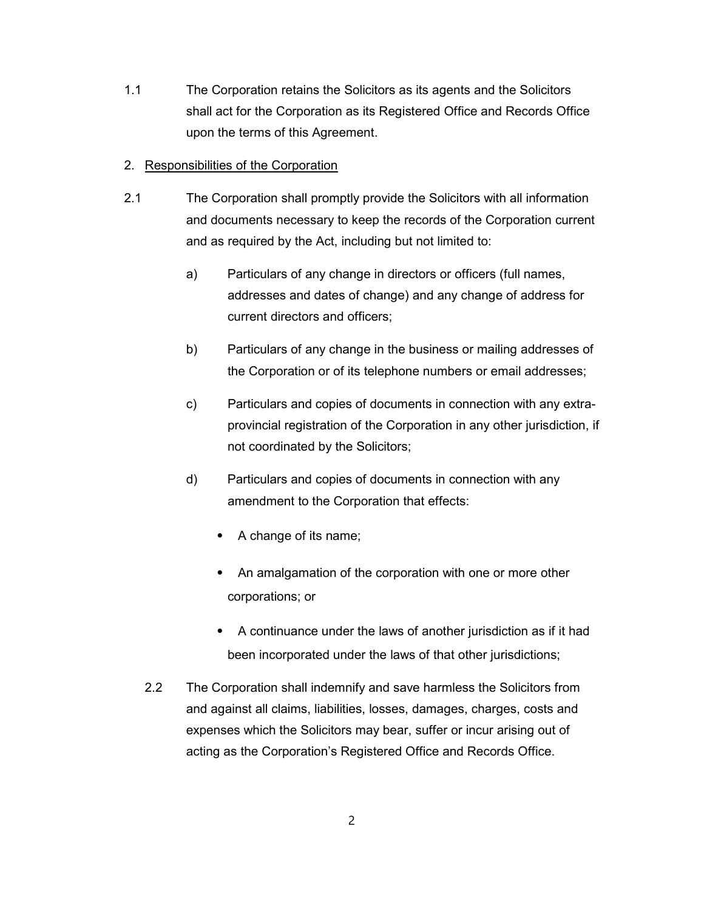1.1 The Corporation retains the Solicitors as its agents and the Solicitors shall act for the Corporation as its Registered Office and Records Office upon the terms of this Agreement.

2. <u>Responsibilities of the Corporation</u>

2.1 The Corporation shall promptly provide the Solicitors with all information and documents necessary to keep the records of the Corporation current and as required by the Act, including but not limited to:

   a) Particulars of any change in directors or officers (full names, addresses and dates of change) and any change of address for current directors and officers;

   b) Particulars of any change in the business or mailing addresses of the Corporation or of its telephone numbers or email addresses;

   c) Particulars and copies of documents in connection with any extra-provincial registration of the Corporation in any other jurisdiction, if not coordinated by the Solicitors;

   d) Particulars and copies of documents in connection with any amendment to the Corporation that effects:

      - A change of its name;
      - An amalgamation of the corporation with one or more other corporations; or
      - A continuance under the laws of another jurisdiction as if it had been incorporated under the laws of that other jurisdictions;

2.2 The Corporation shall indemnify and save harmless the Solicitors from and against all claims, liabilities, losses, damages, charges, costs and expenses which the Solicitors may bear, suffer or incur arising out of acting as the Corporation's Registered Office and Records Office.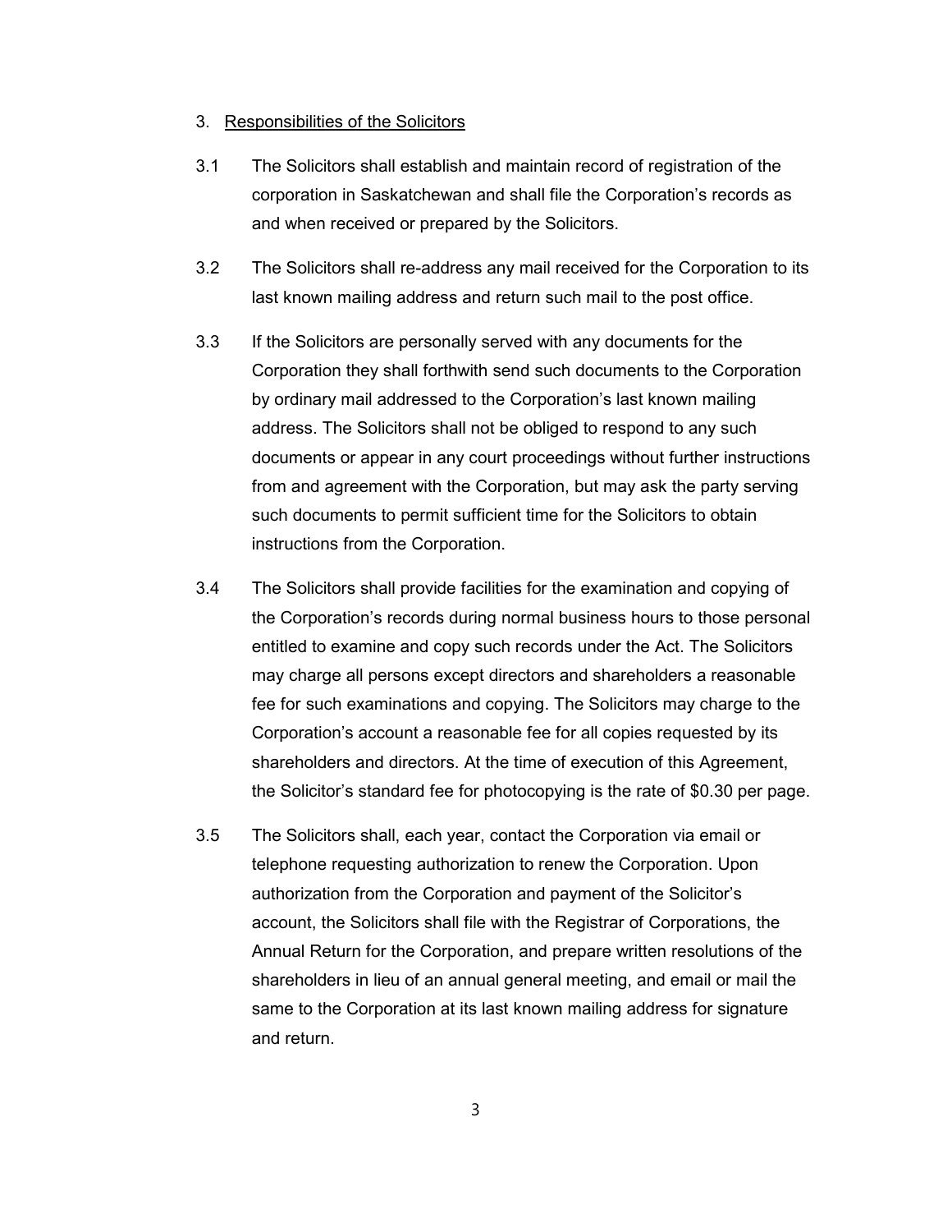3. <u>Responsibilities of the Solicitors</u>

3.1 The Solicitors shall establish and maintain record of registration of the corporation in Saskatchewan and shall file the Corporation's records as and when received or prepared by the Solicitors.

3.2 The Solicitors shall re-address any mail received for the Corporation to its last known mailing address and return such mail to the post office.

3.3 If the Solicitors are personally served with any documents for the Corporation they shall forthwith send such documents to the Corporation by ordinary mail addressed to the Corporation's last known mailing address. The Solicitors shall not be obliged to respond to any such documents or appear in any court proceedings without further instructions from and agreement with the Corporation, but may ask the party serving such documents to permit sufficient time for the Solicitors to obtain instructions from the Corporation.

3.4 The Solicitors shall provide facilities for the examination and copying of the Corporation's records during normal business hours to those personal entitled to examine and copy such records under the Act. The Solicitors may charge all persons except directors and shareholders a reasonable fee for such examinations and copying. The Solicitors may charge to the Corporation's account a reasonable fee for all copies requested by its shareholders and directors. At the time of execution of this Agreement, the Solicitor's standard fee for photocopying is the rate of $0.30 per page.

3.5 The Solicitors shall, each year, contact the Corporation via email or telephone requesting authorization to renew the Corporation. Upon authorization from the Corporation and payment of the Solicitor's account, the Solicitors shall file with the Registrar of Corporations, the Annual Return for the Corporation, and prepare written resolutions of the shareholders in lieu of an annual general meeting, and email or mail the same to the Corporation at its last known mailing address for signature and return.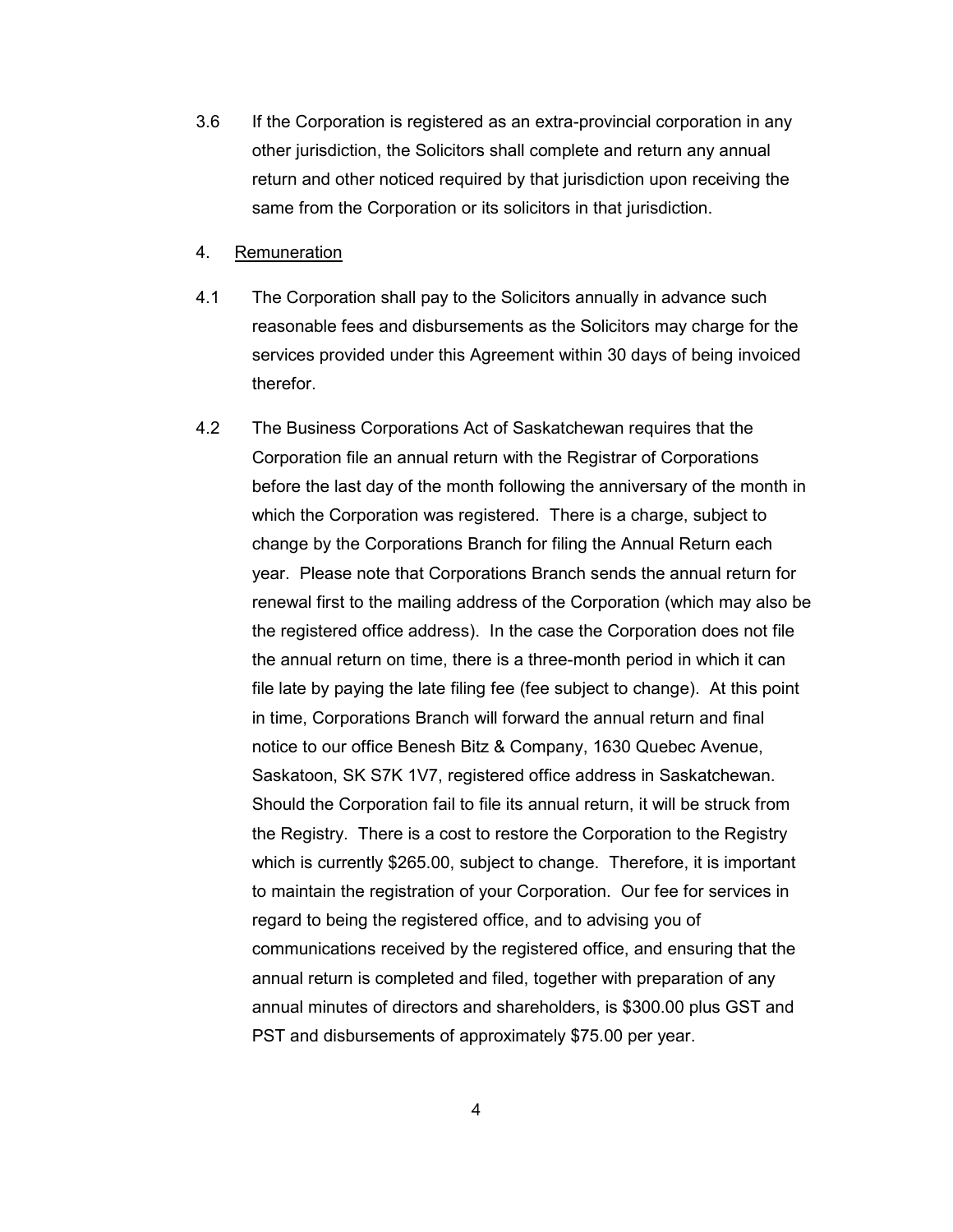3.6 If the Corporation is registered as an extra-provincial corporation in any other jurisdiction, the Solicitors shall complete and return any annual return and other noticed required by that jurisdiction upon receiving the same from the Corporation or its solicitors in that jurisdiction.

4. <u>Remuneration</u>

4.1 The Corporation shall pay to the Solicitors annually in advance such reasonable fees and disbursements as the Solicitors may charge for the services provided under this Agreement within 30 days of being invoiced therefor.

4.2 The Business Corporations Act of Saskatchewan requires that the Corporation file an annual return with the Registrar of Corporations before the last day of the month following the anniversary of the month in which the Corporation was registered. There is a charge, subject to change by the Corporations Branch for filing the Annual Return each year. Please note that Corporations Branch sends the annual return for renewal first to the mailing address of the Corporation (which may also be the registered office address). In the case the Corporation does not file the annual return on time, there is a three-month period in which it can file late by paying the late filing fee (fee subject to change). At this point in time, Corporations Branch will forward the annual return and final notice to our office Benesh Bitz & Company, 1630 Quebec Avenue, Saskatoon, SK S7K 1V7, registered office address in Saskatchewan. Should the Corporation fail to file its annual return, it will be struck from the Registry. There is a cost to restore the Corporation to the Registry which is currently $265.00, subject to change. Therefore, it is important to maintain the registration of your Corporation. Our fee for services in regard to being the registered office, and to advising you of communications received by the registered office, and ensuring that the annual return is completed and filed, together with preparation of any annual minutes of directors and shareholders, is $300.00 plus GST and PST and disbursements of approximately $75.00 per year.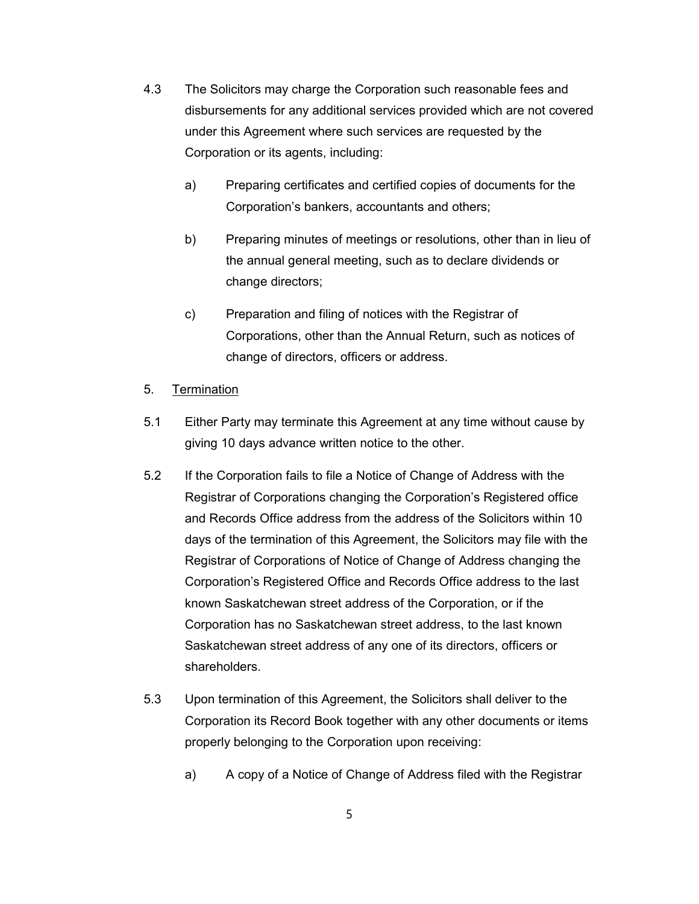4.3 The Solicitors may charge the Corporation such reasonable fees and disbursements for any additional services provided which are not covered under this Agreement where such services are requested by the Corporation or its agents, including:

   a) Preparing certificates and certified copies of documents for the Corporation's bankers, accountants and others;

   b) Preparing minutes of meetings or resolutions, other than in lieu of the annual general meeting, such as to declare dividends or change directors;

   c) Preparation and filing of notices with the Registrar of Corporations, other than the Annual Return, such as notices of change of directors, officers or address.

5. <u>Termination</u>

5.1 Either Party may terminate this Agreement at any time without cause by giving 10 days advance written notice to the other.

5.2 If the Corporation fails to file a Notice of Change of Address with the Registrar of Corporations changing the Corporation's Registered office and Records Office address from the address of the Solicitors within 10 days of the termination of this Agreement, the Solicitors may file with the Registrar of Corporations of Notice of Change of Address changing the Corporation's Registered Office and Records Office address to the last known Saskatchewan street address of the Corporation, or if the Corporation has no Saskatchewan street address, to the last known Saskatchewan street address of any one of its directors, officers or shareholders.

5.3 Upon termination of this Agreement, the Solicitors shall deliver to the Corporation its Record Book together with any other documents or items properly belonging to the Corporation upon receiving:

   a) A copy of a Notice of Change of Address filed with the Registrar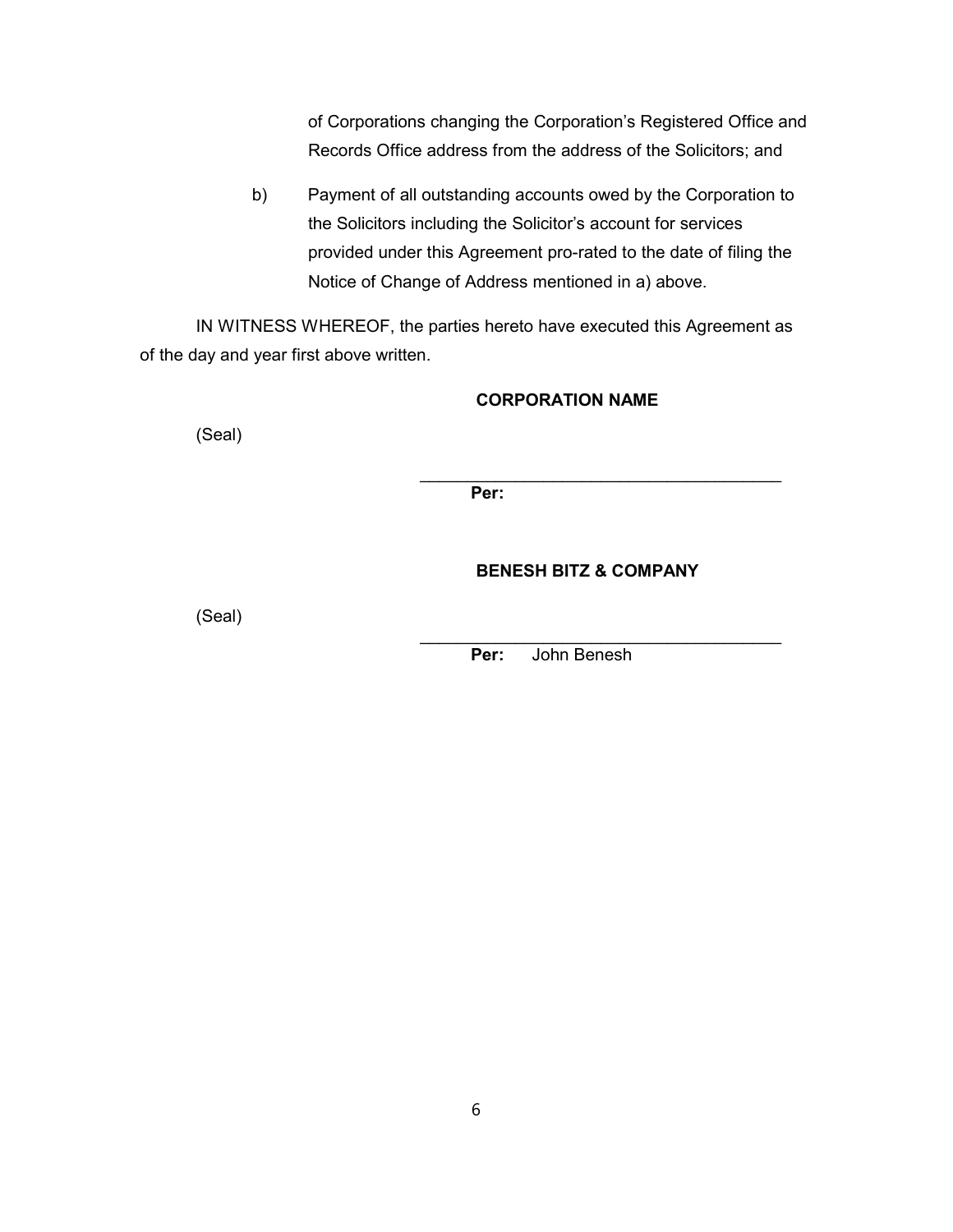of Corporations changing the Corporation's Registered Office and Records Office address from the address of the Solicitors; and

b) Payment of all outstanding accounts owed by the Corporation to the Solicitors including the Solicitor's account for services provided under this Agreement pro-rated to the date of filing the Notice of Change of Address mentioned in a) above.

IN WITNESS WHEREOF, the parties hereto have executed this Agreement as of the day and year first above written.

**CORPORATION NAME**

(Seal)

_______________________________________

**Per:**

**BENESH BITZ & COMPANY**

(Seal)

_______________________________________

**Per:** John Benesh